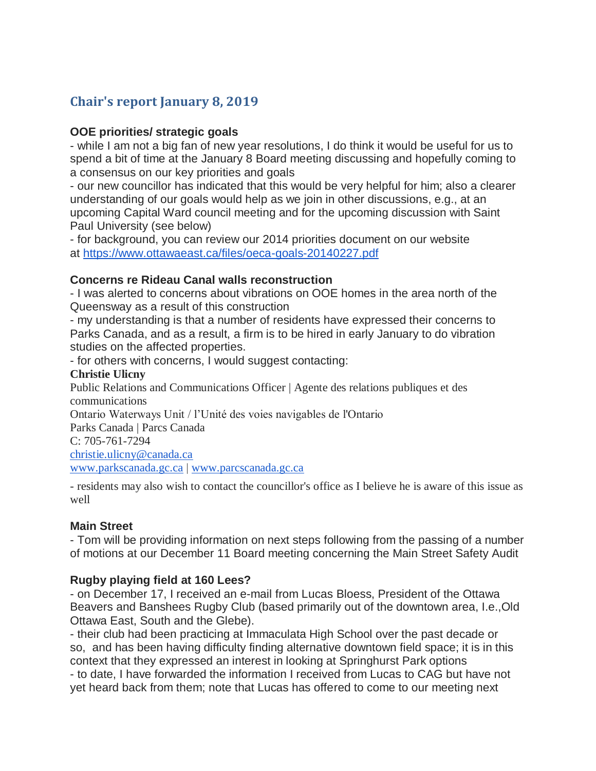# Chair's report January 8, 2019

### OOE priorities/ strategic goals

- while I am not a big fan of new year resolutions, I do think it would be useful for us to spend a bit of time at the January 8 Board meeting discussing and hopefully coming to a consensus on our key priorities and goals
- our new councillor has indicated that this would be very helpful for him; also a clearer understanding of our goals would help as we join in other discussions, e.g., at an upcoming Capital Ward council meeting and for the upcoming discussion with Saint Paul University (see below)
- for background, you can review our 2014 priorities document on our website at https://www.ottawaeast.ca/files/oeca-goals-20140227.pdf

### Concerns re Rideau Canal walls reconstruction

- I was alerted to concerns about vibrations on OOE homes in the area north of the Queensway as a result of this construction
- my understanding is that a number of residents have expressed their concerns to Parks Canada, and as a result, a firm is to be hired in early January to do vibration studies on the affected properties.
- for others with concerns, I would suggest contacting:

**Christie Ulicny**
Public Relations and Communications Officer | Agente des relations publiques et des communications
Ontario Waterways Unit / l'Unité des voies navigables de l'Ontario
Parks Canada | Parcs Canada
C: 705-761-7294
christie.ulicny@canada.ca
www.parkscanada.gc.ca | www.parcscanada.gc.ca

- residents may also wish to contact the councillor's office as I believe he is aware of this issue as well

### Main Street

- Tom will be providing information on next steps following from the passing of a number of motions at our December 11 Board meeting concerning the Main Street Safety Audit

### Rugby playing field at 160 Lees?

- on December 17, I received an e-mail from Lucas Bloess, President of the Ottawa Beavers and Banshees Rugby Club (based primarily out of the downtown area, I.e.,Old Ottawa East, South and the Glebe).
- their club had been practicing at Immaculata High School over the past decade or so, and has been having difficulty finding alternative downtown field space; it is in this context that they expressed an interest in looking at Springhurst Park options
- to date, I have forwarded the information I received from Lucas to CAG but have not yet heard back from them; note that Lucas has offered to come to our meeting next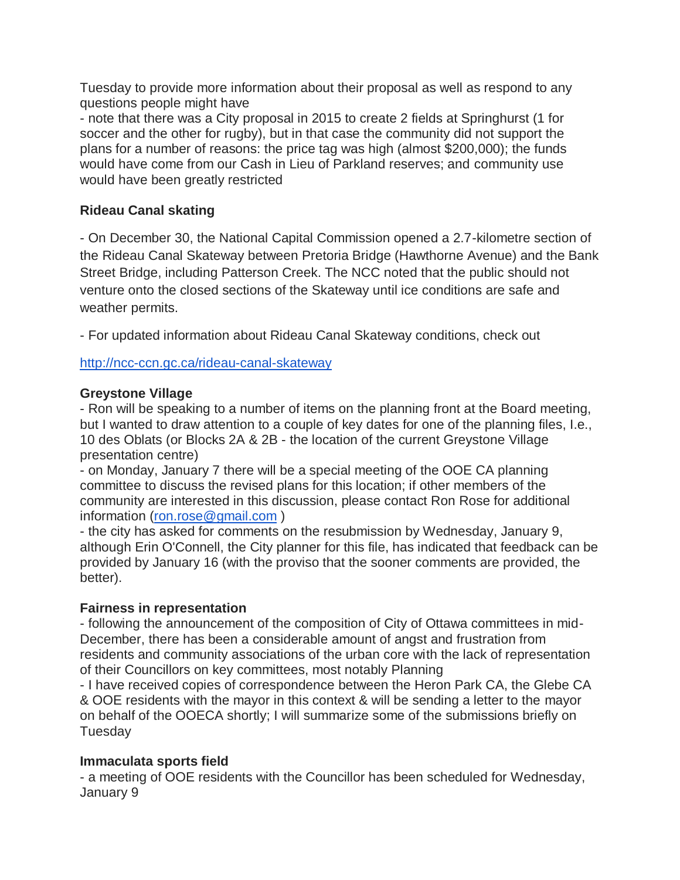Tuesday to provide more information about their proposal as well as respond to any questions people might have

- note that there was a City proposal in 2015 to create 2 fields at Springhurst (1 for soccer and the other for rugby), but in that case the community did not support the plans for a number of reasons: the price tag was high (almost $200,000); the funds would have come from our Cash in Lieu of Parkland reserves; and community use would have been greatly restricted

**Rideau Canal skating**

- On December 30, the National Capital Commission opened a 2.7-kilometre section of the Rideau Canal Skateway between Pretoria Bridge (Hawthorne Avenue) and the Bank Street Bridge, including Patterson Creek. The NCC noted that the public should not venture onto the closed sections of the Skateway until ice conditions are safe and weather permits.

- For updated information about Rideau Canal Skateway conditions, check out

[http://ncc-ccn.gc.ca/rideau-canal-skateway](http://ncc-ccn.gc.ca/rideau-canal-skateway)

**Greystone Village**

- Ron will be speaking to a number of items on the planning front at the Board meeting, but I wanted to draw attention to a couple of key dates for one of the planning files, I.e., 10 des Oblats (or Blocks 2A & 2B - the location of the current Greystone Village presentation centre)

- on Monday, January 7 there will be a special meeting of the OOE CA planning committee to discuss the revised plans for this location; if other members of the community are interested in this discussion, please contact Ron Rose for additional information ([ron.rose@gmail.com](mailto:ron.rose@gmail.com) )

- the city has asked for comments on the resubmission by Wednesday, January 9, although Erin O'Connell, the City planner for this file, has indicated that feedback can be provided by January 16 (with the proviso that the sooner comments are provided, the better).

**Fairness in representation**

- following the announcement of the composition of City of Ottawa committees in mid-December, there has been a considerable amount of angst and frustration from residents and community associations of the urban core with the lack of representation of their Councillors on key committees, most notably Planning

- I have received copies of correspondence between the Heron Park CA, the Glebe CA & OOE residents with the mayor in this context & will be sending a letter to the mayor on behalf of the OOECA shortly; I will summarize some of the submissions briefly on Tuesday

**Immaculata sports field**

- a meeting of OOE residents with the Councillor has been scheduled for Wednesday, January 9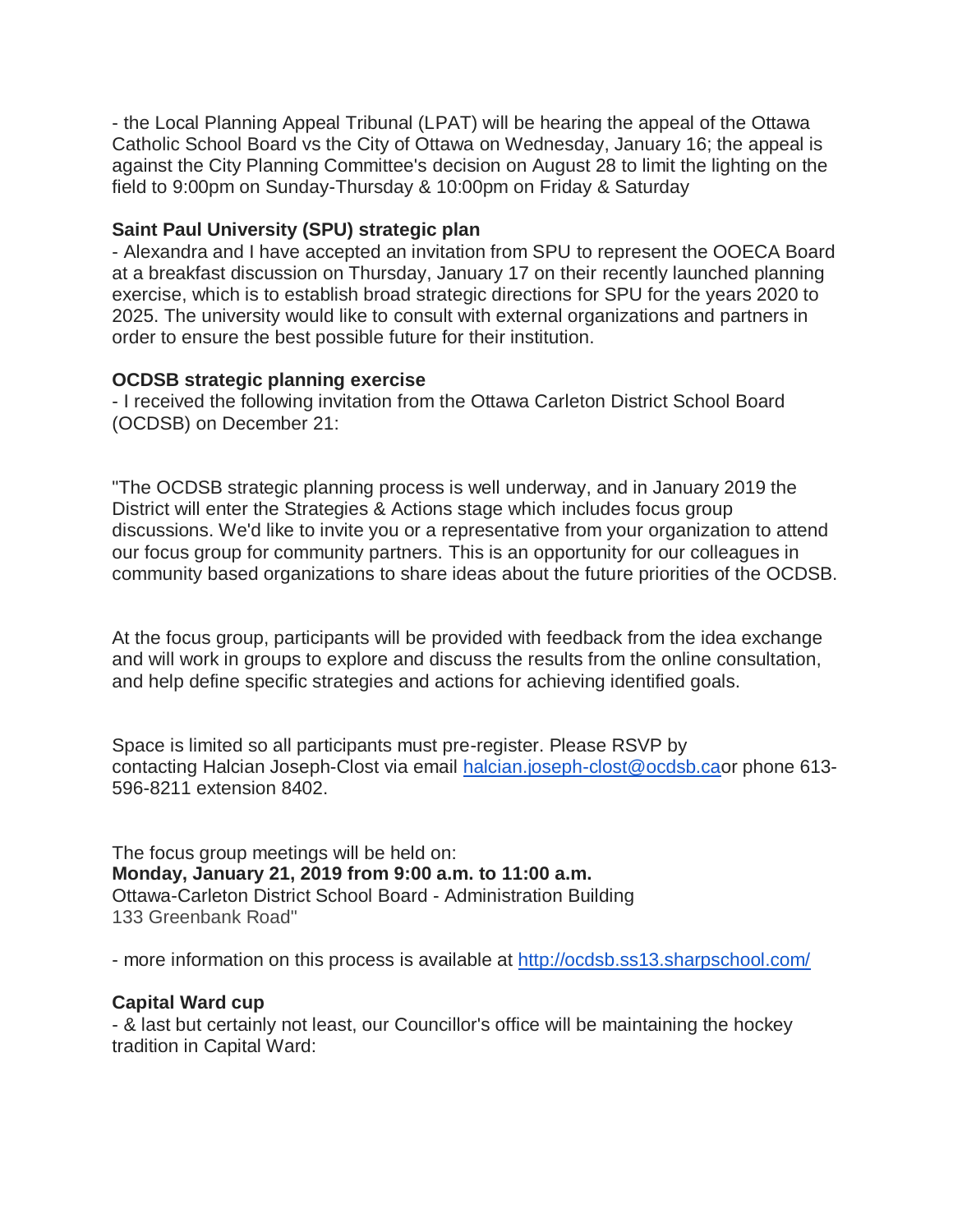- the Local Planning Appeal Tribunal (LPAT) will be hearing the appeal of the Ottawa Catholic School Board vs the City of Ottawa on Wednesday, January 16; the appeal is against the City Planning Committee's decision on August 28 to limit the lighting on the field to 9:00pm on Sunday-Thursday & 10:00pm on Friday & Saturday

**Saint Paul University (SPU) strategic plan**

- Alexandra and I have accepted an invitation from SPU to represent the OOECA Board at a breakfast discussion on Thursday, January 17 on their recently launched planning exercise, which is to establish broad strategic directions for SPU for the years 2020 to 2025. The university would like to consult with external organizations and partners in order to ensure the best possible future for their institution.

**OCDSB strategic planning exercise**

- I received the following invitation from the Ottawa Carleton District School Board (OCDSB) on December 21:

"The OCDSB strategic planning process is well underway, and in January 2019 the District will enter the Strategies & Actions stage which includes focus group discussions. We'd like to invite you or a representative from your organization to attend our focus group for community partners. This is an opportunity for our colleagues in community based organizations to share ideas about the future priorities of the OCDSB.

At the focus group, participants will be provided with feedback from the idea exchange and will work in groups to explore and discuss the results from the online consultation, and help define specific strategies and actions for achieving identified goals.

Space is limited so all participants must pre-register. Please RSVP by contacting Halcian Joseph-Clost via email halcian.joseph-clost@ocdsb.caor phone 613-596-8211 extension 8402.

The focus group meetings will be held on:
**Monday, January 21, 2019 from 9:00 a.m. to 11:00 a.m.**
Ottawa-Carleton District School Board - Administration Building
133 Greenbank Road"

- more information on this process is available at http://ocdsb.ss13.sharpschool.com/

**Capital Ward cup**

- & last but certainly not least, our Councillor's office will be maintaining the hockey tradition in Capital Ward: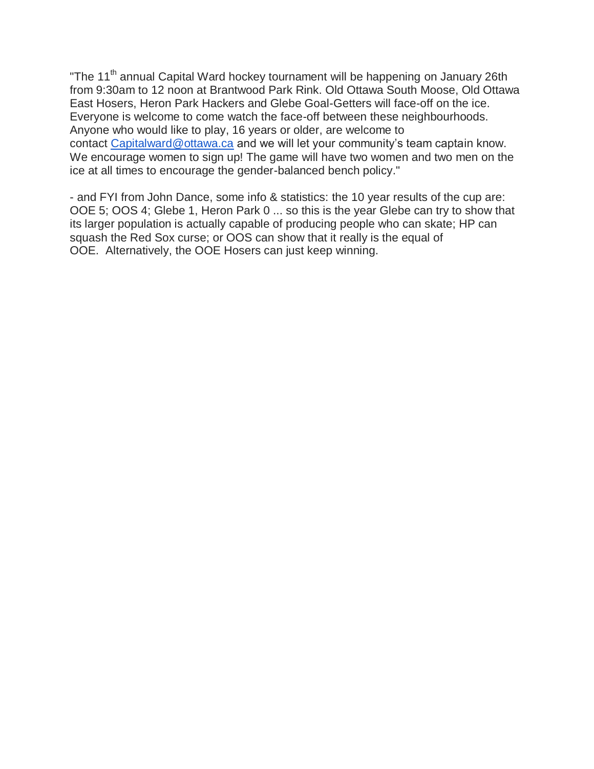"The 11th annual Capital Ward hockey tournament will be happening on January 26th from 9:30am to 12 noon at Brantwood Park Rink. Old Ottawa South Moose, Old Ottawa East Hosers, Heron Park Hackers and Glebe Goal-Getters will face-off on the ice. Everyone is welcome to come watch the face-off between these neighbourhoods. Anyone who would like to play, 16 years or older, are welcome to contact [Capitalward@ottawa.ca](mailto:Capitalward@ottawa.ca) and we will let your community's team captain know. We encourage women to sign up! The game will have two women and two men on the ice at all times to encourage the gender-balanced bench policy."

- and FYI from John Dance, some info & statistics: the 10 year results of the cup are: OOE 5; OOS 4; Glebe 1, Heron Park 0 ... so this is the year Glebe can try to show that its larger population is actually capable of producing people who can skate; HP can squash the Red Sox curse; or OOS can show that it really is the equal of OOE. Alternatively, the OOE Hosers can just keep winning.